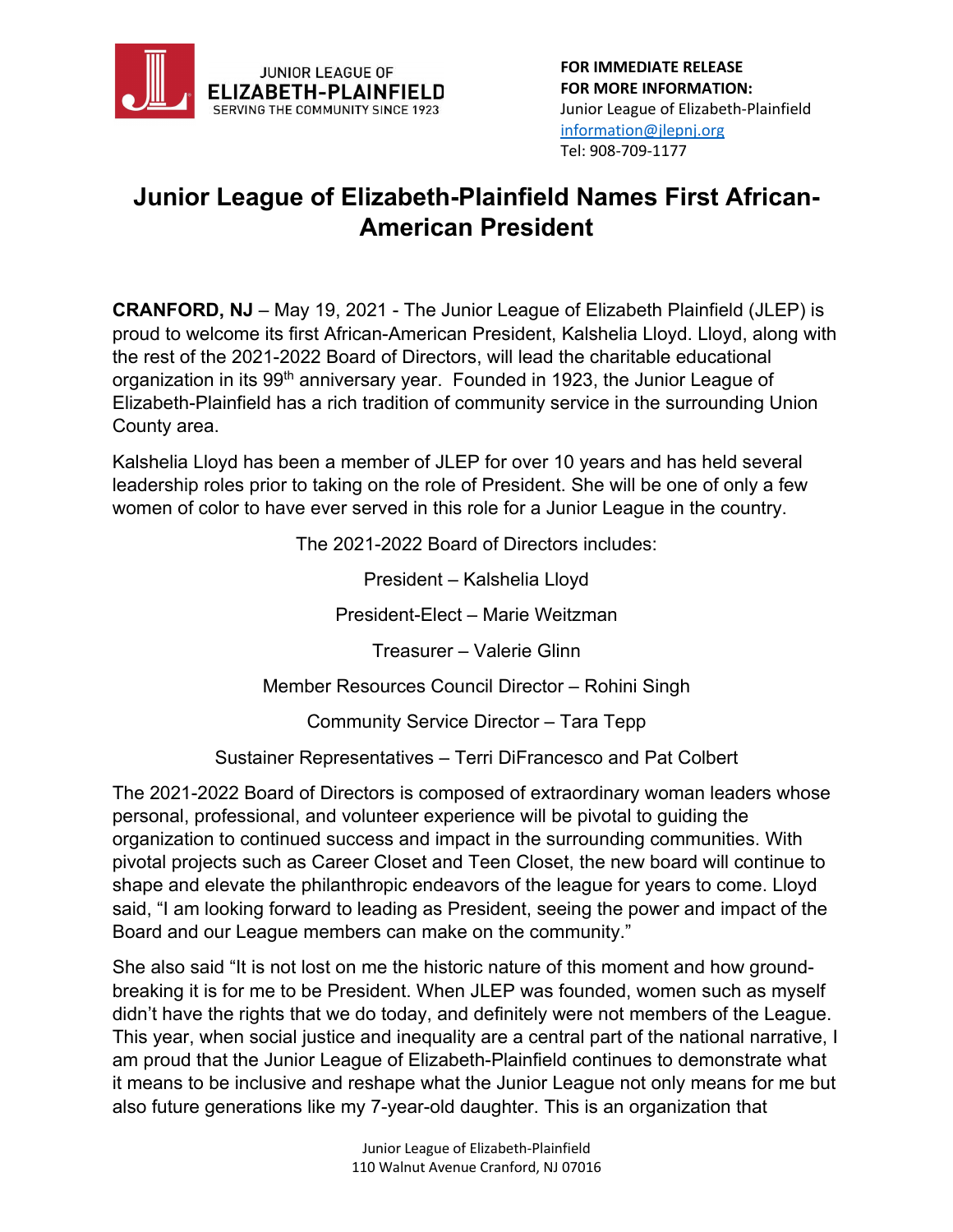JUNIOR LEAGUE OF
**ELIZABETH-PLAINFIELD**
SERVING THE COMMUNITY SINCE 1923

**FOR IMMEDIATE RELEASE**
**FOR MORE INFORMATION:**
Junior League of Elizabeth-Plainfield
information@jlepnj.org
Tel: 908-709-1177

# Junior League of Elizabeth-Plainfield Names First African-American President

**CRANFORD, NJ** – May 19, 2021 - The Junior League of Elizabeth Plainfield (JLEP) is proud to welcome its first African-American President, Kalshelia Lloyd. Lloyd, along with the rest of the 2021-2022 Board of Directors, will lead the charitable educational organization in its 99th anniversary year. Founded in 1923, the Junior League of Elizabeth-Plainfield has a rich tradition of community service in the surrounding Union County area.

Kalshelia Lloyd has been a member of JLEP for over 10 years and has held several leadership roles prior to taking on the role of President. She will be one of only a few women of color to have ever served in this role for a Junior League in the country.

The 2021-2022 Board of Directors includes:

President – Kalshelia Lloyd

President-Elect – Marie Weitzman

Treasurer – Valerie Glinn

Member Resources Council Director – Rohini Singh

Community Service Director – Tara Tepp

Sustainer Representatives – Terri DiFrancesco and Pat Colbert

The 2021-2022 Board of Directors is composed of extraordinary woman leaders whose personal, professional, and volunteer experience will be pivotal to guiding the organization to continued success and impact in the surrounding communities. With pivotal projects such as Career Closet and Teen Closet, the new board will continue to shape and elevate the philanthropic endeavors of the league for years to come. Lloyd said, "I am looking forward to leading as President, seeing the power and impact of the Board and our League members can make on the community."

She also said "It is not lost on me the historic nature of this moment and how ground-breaking it is for me to be President. When JLEP was founded, women such as myself didn't have the rights that we do today, and definitely were not members of the League. This year, when social justice and inequality are a central part of the national narrative, I am proud that the Junior League of Elizabeth-Plainfield continues to demonstrate what it means to be inclusive and reshape what the Junior League not only means for me but also future generations like my 7-year-old daughter. This is an organization that

Junior League of Elizabeth-Plainfield
110 Walnut Avenue Cranford, NJ 07016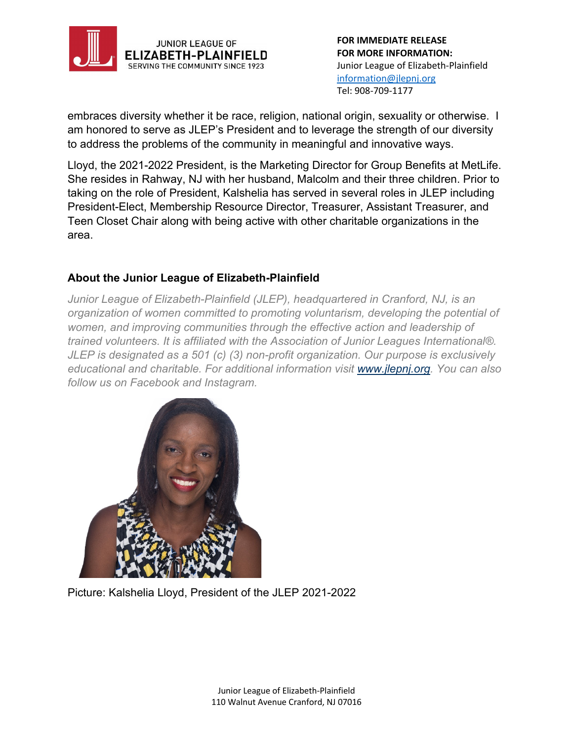embraces diversity whether it be race, religion, national origin, sexuality or otherwise. I am honored to serve as JLEP's President and to leverage the strength of our diversity to address the problems of the community in meaningful and innovative ways.

Lloyd, the 2021-2022 President, is the Marketing Director for Group Benefits at MetLife. She resides in Rahway, NJ with her husband, Malcolm and their three children. Prior to taking on the role of President, Kalshelia has served in several roles in JLEP including President-Elect, Membership Resource Director, Treasurer, Assistant Treasurer, and Teen Closet Chair along with being active with other charitable organizations in the area.

### About the Junior League of Elizabeth-Plainfield

*Junior League of Elizabeth-Plainfield (JLEP), headquartered in Cranford, NJ, is an organization of women committed to promoting voluntarism, developing the potential of women, and improving communities through the effective action and leadership of trained volunteers. It is affiliated with the Association of Junior Leagues International®. JLEP is designated as a 501 (c) (3) non-profit organization. Our purpose is exclusively educational and charitable. For additional information visit [www.jlepnj.org](http://www.jlepnj.org). You can also follow us on Facebook and Instagram.*

Picture: Kalshelia Lloyd, President of the JLEP 2021-2022